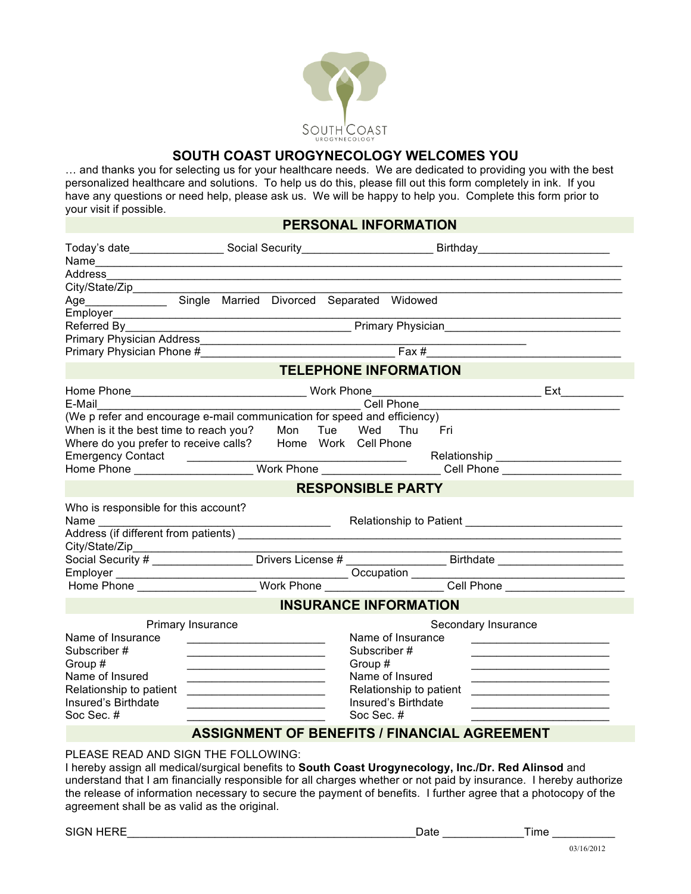SOUTH COAST
UROGYNECOLOGY

# SOUTH COAST UROGYNECOLOGY WELCOMES YOU

… and thanks you for selecting us for your healthcare needs. We are dedicated to providing you with the best personalized healthcare and solutions. To help us do this, please fill out this form completely in ink. If you have any questions or need help, please ask us. We will be happy to help you. Complete this form prior to your visit if possible.

## PERSONAL INFORMATION

Today's date_______________ Social Security_____________________ Birthday_____________________

Name_____________________________________________________________________________________

Address___________________________________________________________________________________

City/State/Zip______________________________________________________________________________

Age_____________ Single Married Divorced Separated Widowed

Employer__________________________________________________________________________________

Referred By____________________________________ Primary Physician___________________________

Primary Physician Address______________________________________________________

Primary Physician Phone #_______________________________ Fax #______________________________

## TELEPHONE INFORMATION

Home Phone____________________________ Work Phone___________________________ Ext__________

E-Mail__________________________________________ Cell Phone________________________________

(We p refer and encourage e-mail communication for speed and efficiency)

When is it the best time to reach you? Mon Tue Wed Thu Fri

Where do you prefer to receive calls? Home Work Cell Phone

Emergency Contact ___________________________________ Relationship ____________________

Home Phone __________________ Work Phone __________________ Cell Phone __________________

## RESPONSIBLE PARTY

Who is responsible for this account?

Name _____________________________________ Relationship to Patient _________________________

Address (if different from patients) ______________________________________________________

City/State/Zip______________________________________________________________________________

Social Security # ________________ Drivers License # ________________ Birthdate ____________________

Employer _____________________________________ Occupation _____________________________

Home Phone ___________________ Work Phone ___________________ Cell Phone __________________

## INSURANCE INFORMATION

| Primary Insurance | | Secondary Insurance | |
|---|---|---|---|
| Name of Insurance | ______________________ | Name of Insurance | ______________________ |
| Subscriber # | ______________________ | Subscriber # | ______________________ |
| Group # | ______________________ | Group # | ______________________ |
| Name of Insured | ______________________ | Name of Insured | ______________________ |
| Relationship to patient | ______________________ | Relationship to patient | ______________________ |
| Insured's Birthdate | ______________________ | Insured's Birthdate | ______________________ |
| Soc Sec. # | ______________________ | Soc Sec. # | ______________________ |

## ASSIGNMENT OF BENEFITS / FINANCIAL AGREEMENT

PLEASE READ AND SIGN THE FOLLOWING:

I hereby assign all medical/surgical benefits to **South Coast Urogynecology, Inc./Dr. Red Alinsod** and understand that I am financially responsible for all charges whether or not paid by insurance. I hereby authorize the release of information necessary to secure the payment of benefits. I further agree that a photocopy of the agreement shall be as valid as the original.

SIGN HERE_______________________________________________Date _____________Time __________

03/16/2012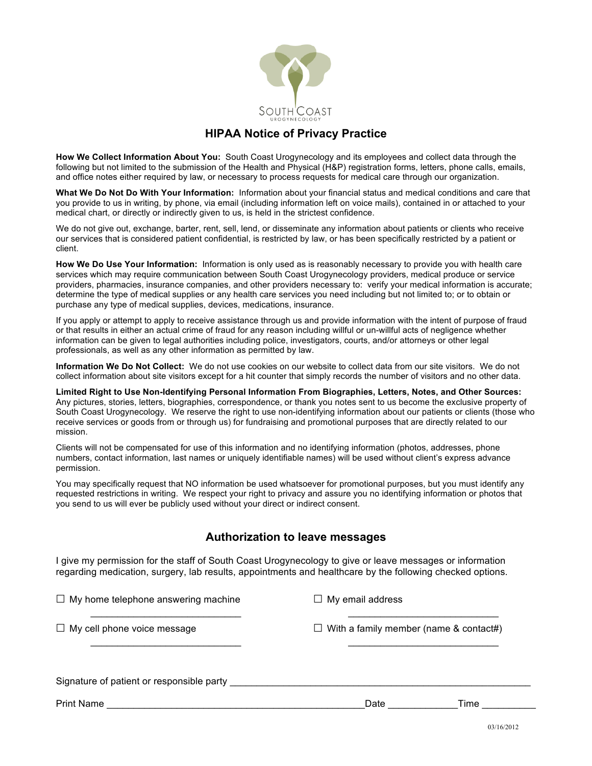SOUTH COAST

UROGYNECOLOGY

## HIPAA Notice of Privacy Practice

**How We Collect Information About You:** South Coast Urogynecology and its employees and collect data through the following but not limited to the submission of the Health and Physical (H&P) registration forms, letters, phone calls, emails, and office notes either required by law, or necessary to process requests for medical care through our organization.

**What We Do Not Do With Your Information:** Information about your financial status and medical conditions and care that you provide to us in writing, by phone, via email (including information left on voice mails), contained in or attached to your medical chart, or directly or indirectly given to us, is held in the strictest confidence.

We do not give out, exchange, barter, rent, sell, lend, or disseminate any information about patients or clients who receive our services that is considered patient confidential, is restricted by law, or has been specifically restricted by a patient or client.

**How We Do Use Your Information:** Information is only used as is reasonably necessary to provide you with health care services which may require communication between South Coast Urogynecology providers, medical produce or service providers, pharmacies, insurance companies, and other providers necessary to: verify your medical information is accurate; determine the type of medical supplies or any health care services you need including but not limited to; or to obtain or purchase any type of medical supplies, devices, medications, insurance.

If you apply or attempt to apply to receive assistance through us and provide information with the intent of purpose of fraud or that results in either an actual crime of fraud for any reason including willful or un-willful acts of negligence whether information can be given to legal authorities including police, investigators, courts, and/or attorneys or other legal professionals, as well as any other information as permitted by law.

**Information We Do Not Collect:** We do not use cookies on our website to collect data from our site visitors. We do not collect information about site visitors except for a hit counter that simply records the number of visitors and no other data.

**Limited Right to Use Non-Identifying Personal Information From Biographies, Letters, Notes, and Other Sources:** Any pictures, stories, letters, biographies, correspondence, or thank you notes sent to us become the exclusive property of South Coast Urogynecology. We reserve the right to use non-identifying information about our patients or clients (those who receive services or goods from or through us) for fundraising and promotional purposes that are directly related to our mission.

Clients will not be compensated for use of this information and no identifying information (photos, addresses, phone numbers, contact information, last names or uniquely identifiable names) will be used without client's express advance permission.

You may specifically request that NO information be used whatsoever for promotional purposes, but you must identify any requested restrictions in writing. We respect your right to privacy and assure you no identifying information or photos that you send to us will ever be publicly used without your direct or indirect consent.

## Authorization to leave messages

I give my permission for the staff of South Coast Urogynecology to give or leave messages or information regarding medication, surgery, lab results, appointments and healthcare by the following checked options.

☐ My home telephone answering machine ____________________________

☐ My email address ____________________________

☐ My cell phone voice message ____________________________

☐ With a family member (name & contact#) ____________________________

Signature of patient or responsible party ____________________________________________________________

Print Name __________________________________________________ Date _____________ Time __________

03/16/2012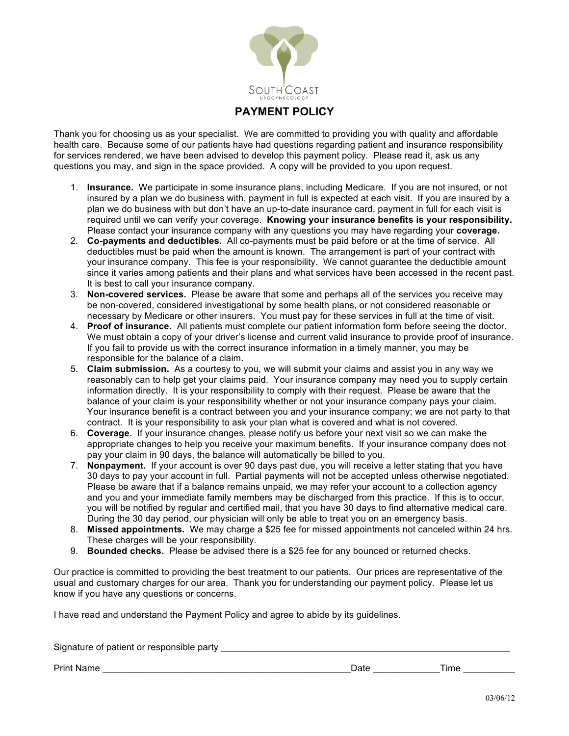SOUTH COAST

UROGYNECOLOGY

# PAYMENT POLICY

Thank you for choosing us as your specialist. We are committed to providing you with quality and affordable health care. Because some of our patients have had questions regarding patient and insurance responsibility for services rendered, we have been advised to develop this payment policy. Please read it, ask us any questions you may, and sign in the space provided. A copy will be provided to you upon request.

1. **Insurance.** We participate in some insurance plans, including Medicare. If you are not insured, or not insured by a plan we do business with, payment in full is expected at each visit. If you are insured by a plan we do business with but don't have an up-to-date insurance card, payment in full for each visit is required until we can verify your coverage. **Knowing your insurance benefits is your responsibility.** Please contact your insurance company with any questions you may have regarding your **coverage.**
2. **Co-payments and deductibles.** All co-payments must be paid before or at the time of service. All deductibles must be paid when the amount is known. The arrangement is part of your contract with your insurance company. This fee is your responsibility. We cannot guarantee the deductible amount since it varies among patients and their plans and what services have been accessed in the recent past. It is best to call your insurance company.
3. **Non-covered services.** Please be aware that some and perhaps all of the services you receive may be non-covered, considered investigational by some health plans, or not considered reasonable or necessary by Medicare or other insurers. You must pay for these services in full at the time of visit.
4. **Proof of insurance.** All patients must complete our patient information form before seeing the doctor. We must obtain a copy of your driver's license and current valid insurance to provide proof of insurance. If you fail to provide us with the correct insurance information in a timely manner, you may be responsible for the balance of a claim.
5. **Claim submission.** As a courtesy to you, we will submit your claims and assist you in any way we reasonably can to help get your claims paid. Your insurance company may need you to supply certain information directly. It is your responsibility to comply with their request. Please be aware that the balance of your claim is your responsibility whether or not your insurance company pays your claim. Your insurance benefit is a contract between you and your insurance company; we are not party to that contract. It is your responsibility to ask your plan what is covered and what is not covered.
6. **Coverage.** If your insurance changes, please notify us before your next visit so we can make the appropriate changes to help you receive your maximum benefits. If your insurance company does not pay your claim in 90 days, the balance will automatically be billed to you.
7. **Nonpayment.** If your account is over 90 days past due, you will receive a letter stating that you have 30 days to pay your account in full. Partial payments will not be accepted unless otherwise negotiated. Please be aware that if a balance remains unpaid, we may refer your account to a collection agency and you and your immediate family members may be discharged from this practice. If this is to occur, you will be notified by regular and certified mail, that you have 30 days to find alternative medical care. During the 30 day period, our physician will only be able to treat you on an emergency basis.
8. **Missed appointments.** We may charge a $25 fee for missed appointments not canceled within 24 hrs. These charges will be your responsibility.
9. **Bounded checks.** Please be advised there is a $25 fee for any bounced or returned checks.

Our practice is committed to providing the best treatment to our patients. Our prices are representative of the usual and customary charges for our area. Thank you for understanding our payment policy. Please let us know if you have any questions or concerns.

I have read and understand the Payment Policy and agree to abide by its guidelines.

Signature of patient or responsible party ___________________________________________________________

Print Name ___________________________________________________Date _____________Time __________

03/06/12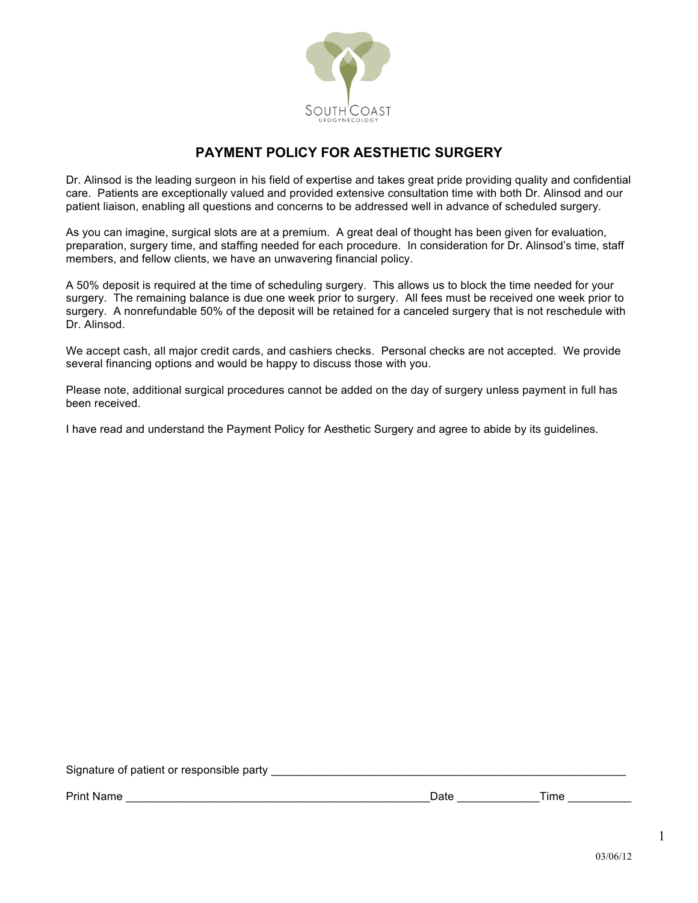SOUTH COAST

UROGYNECOLOGY

# PAYMENT POLICY FOR AESTHETIC SURGERY

Dr. Alinsod is the leading surgeon in his field of expertise and takes great pride providing quality and confidential care. Patients are exceptionally valued and provided extensive consultation time with both Dr. Alinsod and our patient liaison, enabling all questions and concerns to be addressed well in advance of scheduled surgery.

As you can imagine, surgical slots are at a premium. A great deal of thought has been given for evaluation, preparation, surgery time, and staffing needed for each procedure. In consideration for Dr. Alinsod's time, staff members, and fellow clients, we have an unwavering financial policy.

A 50% deposit is required at the time of scheduling surgery. This allows us to block the time needed for your surgery. The remaining balance is due one week prior to surgery. All fees must be received one week prior to surgery. A nonrefundable 50% of the deposit will be retained for a canceled surgery that is not reschedule with Dr. Alinsod.

We accept cash, all major credit cards, and cashiers checks. Personal checks are not accepted. We provide several financing options and would be happy to discuss those with you.

Please note, additional surgical procedures cannot be added on the day of surgery unless payment in full has been received.

I have read and understand the Payment Policy for Aesthetic Surgery and agree to abide by its guidelines.

Signature of patient or responsible party ____________________________________________

Print Name ________________________________________ Date ____________ Time __________

03/06/12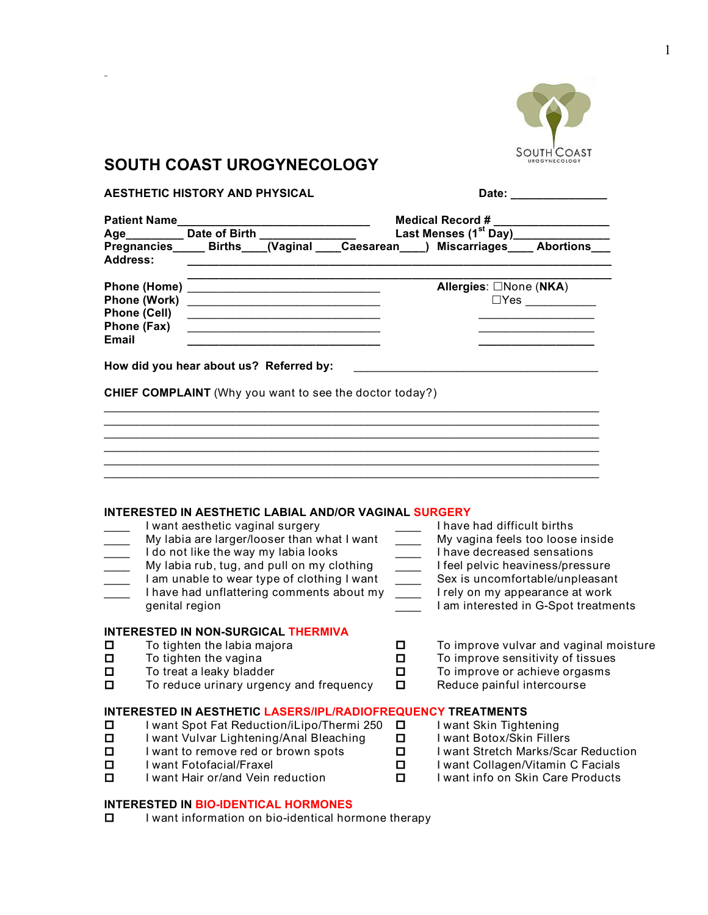# SOUTH COAST UROGYNECOLOGY

**AESTHETIC HISTORY AND PHYSICAL** **Date:** _______________

**Patient Name**______________________________ **Medical Record #** __________________
**Age**_________ **Date of Birth** _______________ **Last Menses (1st Day)**_______________
**Pregnancies**_____ **Births**____(**Vaginal** ____**Caesarean**____) **Miscarriages**____ **Abortions**___
**Address:** ______________________________________________________________
______________________________________________________________

**Phone (Home)** ______________________________ **Allergies**: ☐None (**NKA**)
**Phone (Work)** ______________________________ ☐Yes ___________
**Phone (Cell)** ______________________________ ___________________
**Phone (Fax)** ______________________________ ___________________
**Email** ______________________________ ___________________

**How did you hear about us? Referred by:** ________________________________________

**CHIEF COMPLAINT** (Why you want to see the doctor today?)
________________________________________________________________________
________________________________________________________________________
________________________________________________________________________
________________________________________________________________________
________________________________________________________________________
________________________________________________________________________

**INTERESTED IN AESTHETIC LABIAL AND/OR VAGINAL SURGERY**

- ____ I want aesthetic vaginal surgery
- ____ My labia are larger/looser than what I want
- ____ I do not like the way my labia looks
- ____ My labia rub, tug, and pull on my clothing
- ____ I am unable to wear type of clothing I want
- ____ I have had unflattering comments about my genital region
- ____ I have had difficult births
- ____ My vagina feels too loose inside
- ____ I have decreased sensations
- ____ I feel pelvic heaviness/pressure
- ____ Sex is uncomfortable/unpleasant
- ____ I rely on my appearance at work
- ____ I am interested in G-Spot treatments

**INTERESTED IN NON-SURGICAL THERMIVA**

- ☐ To tighten the labia majora
- ☐ To tighten the vagina
- ☐ To treat a leaky bladder
- ☐ To reduce urinary urgency and frequency
- ☐ To improve vulvar and vaginal moisture
- ☐ To improve sensitivity of tissues
- ☐ To improve or achieve orgasms
- ☐ Reduce painful intercourse

**INTERESTED IN AESTHETIC LASERS/IPL/RADIOFREQUENCY TREATMENTS**

- ☐ I want Spot Fat Reduction/iLipo/Thermi 250
- ☐ I want Vulvar Lightening/Anal Bleaching
- ☐ I want to remove red or brown spots
- ☐ I want Fotofacial/Fraxel
- ☐ I want Hair or/and Vein reduction
- ☐ I want Skin Tightening
- ☐ I want Botox/Skin Fillers
- ☐ I want Stretch Marks/Scar Reduction
- ☐ I want Collagen/Vitamin C Facials
- ☐ I want info on Skin Care Products

**INTERESTED IN BIO-IDENTICAL HORMONES**

- ☐ I want information on bio-identical hormone therapy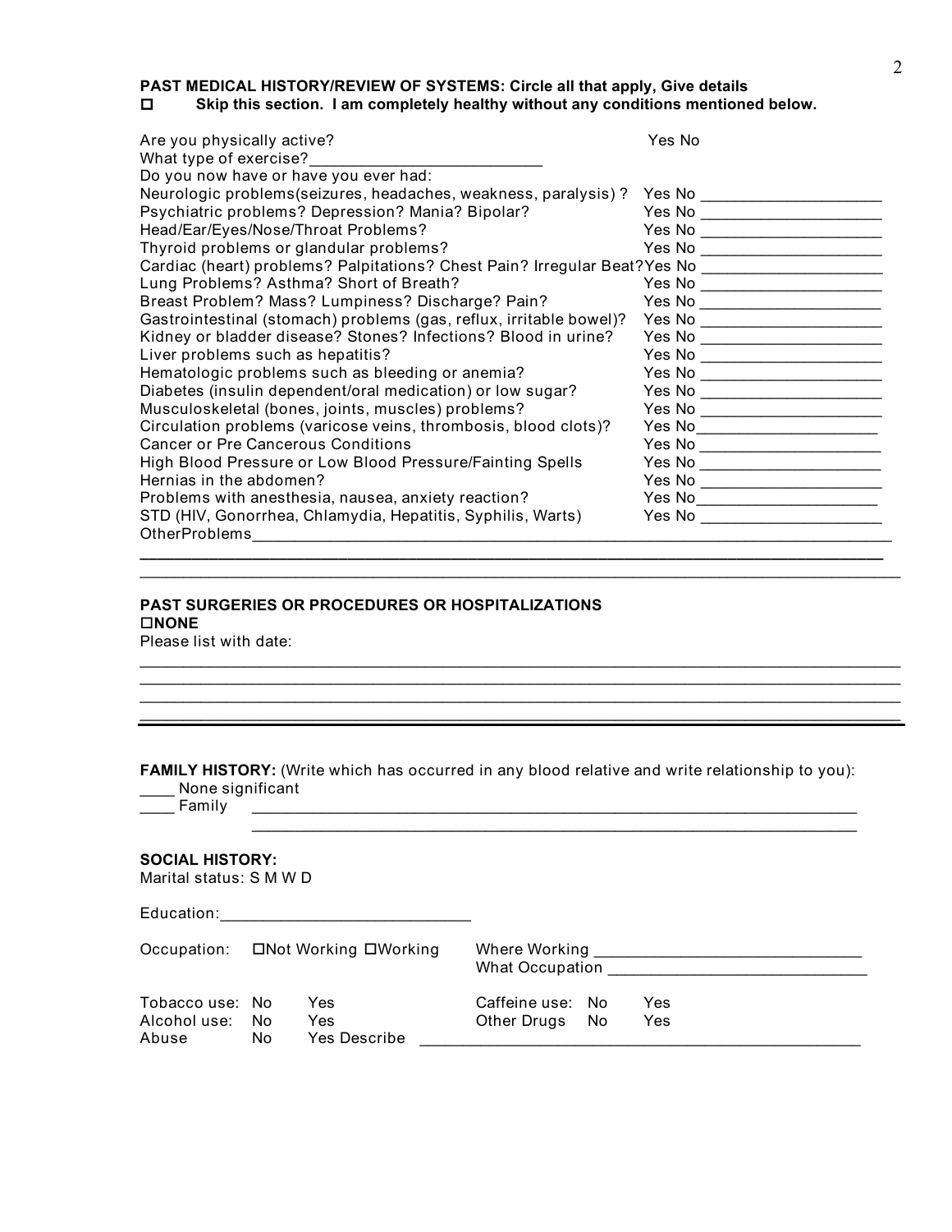**PAST MEDICAL HISTORY/REVIEW OF SYSTEMS: Circle all that apply, Give details**

☐ **Skip this section. I am completely healthy without any conditions mentioned below.**

Are you physically active? Yes No

What type of exercise?__________________________

Do you now have or have you ever had:

| Condition | Yes/No | Details |
|---|---|---|
| Neurologic problems(seizures, headaches, weakness, paralysis) ? | Yes No | ____________________ |
| Psychiatric problems? Depression? Mania? Bipolar? | Yes No | ____________________ |
| Head/Ear/Eyes/Nose/Throat Problems? | Yes No | ____________________ |
| Thyroid problems or glandular problems? | Yes No | ____________________ |
| Cardiac (heart) problems? Palpitations? Chest Pain? Irregular Beat? | Yes No | ____________________ |
| Lung Problems? Asthma? Short of Breath? | Yes No | ____________________ |
| Breast Problem? Mass? Lumpiness? Discharge? Pain? | Yes No | ____________________ |
| Gastrointestinal (stomach) problems (gas, reflux, irritable bowel)? | Yes No | ____________________ |
| Kidney or bladder disease? Stones? Infections? Blood in urine? | Yes No | ____________________ |
| Liver problems such as hepatitis? | Yes No | ____________________ |
| Hematologic problems such as bleeding or anemia? | Yes No | ____________________ |
| Diabetes (insulin dependent/oral medication) or low sugar? | Yes No | ____________________ |
| Musculoskeletal (bones, joints, muscles) problems? | Yes No | ____________________ |
| Circulation problems (varicose veins, thrombosis, blood clots)? | Yes No | ____________________ |
| Cancer or Pre Cancerous Conditions | Yes No | ____________________ |
| High Blood Pressure or Low Blood Pressure/Fainting Spells | Yes No | ____________________ |
| Hernias in the abdomen? | Yes No | ____________________ |
| Problems with anesthesia, nausea, anxiety reaction? | Yes No | ____________________ |
| STD (HIV, Gonorrhea, Chlamydia, Hepatitis, Syphilis, Warts) | Yes No | ____________________ |

OtherProblems____________________________________________________________________________

_____________________________________________________________________________________

_____________________________________________________________________________________

**PAST SURGERIES OR PROCEDURES OR HOSPITALIZATIONS**

☐**NONE**

Please list with date:

_____________________________________________________________________________________

_____________________________________________________________________________________

_____________________________________________________________________________________

_____________________________________________________________________________________

**FAMILY HISTORY:** (Write which has occurred in any blood relative and write relationship to you):

____ None significant

____ Family ___________________________________________________________________________

___________________________________________________________________________

**SOCIAL HISTORY:**

Marital status: S M W D

Education:___________________________

Occupation: ☐Not Working ☐Working     Where Working ______________________________

What Occupation ______________________________

| | | | | | | |
|---|---|---|---|---|---|---|
| Tobacco use: | No | Yes | | Caffeine use: | No | Yes |
| Alcohol use: | No | Yes | | Other Drugs | No | Yes |
| Abuse | No | Yes Describe | ___________________________________________ | | | |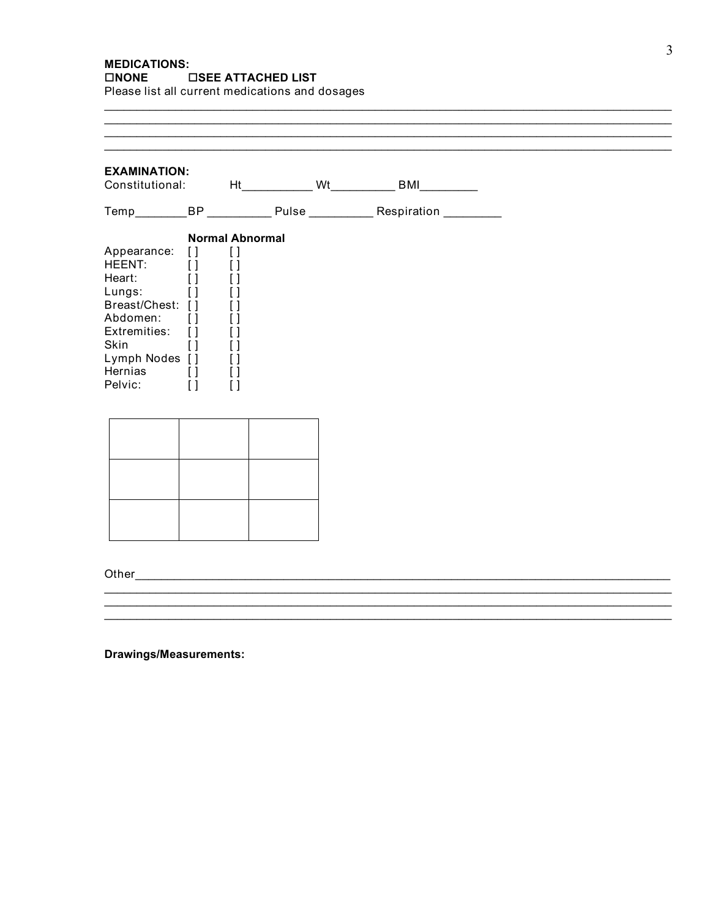**MEDICATIONS:**

☐**NONE** ☐**SEE ATTACHED LIST**

Please list all current medications and dosages

______________________________________________________________________________
______________________________________________________________________________
______________________________________________________________________________
______________________________________________________________________________

**EXAMINATION:**

Constitutional: Ht__________ Wt_________ BMI________

Temp________BP _________ Pulse _________ Respiration ________

| | **Normal** | **Abnormal** |
|---|---|---|
| Appearance: | [ ] | [ ] |
| HEENT: | [ ] | [ ] |
| Heart: | [ ] | [ ] |
| Lungs: | [ ] | [ ] |
| Breast/Chest: | [ ] | [ ] |
| Abdomen: | [ ] | [ ] |
| Extremities: | [ ] | [ ] |
| Skin | [ ] | [ ] |
| Lymph Nodes | [ ] | [ ] |
| Hernias | [ ] | [ ] |
| Pelvic: | [ ] | [ ] |

| | | |
|---|---|---|
| | | |
| | | |
| | | |

Other_________________________________________________________________________
______________________________________________________________________________
______________________________________________________________________________
______________________________________________________________________________

**Drawings/Measurements:**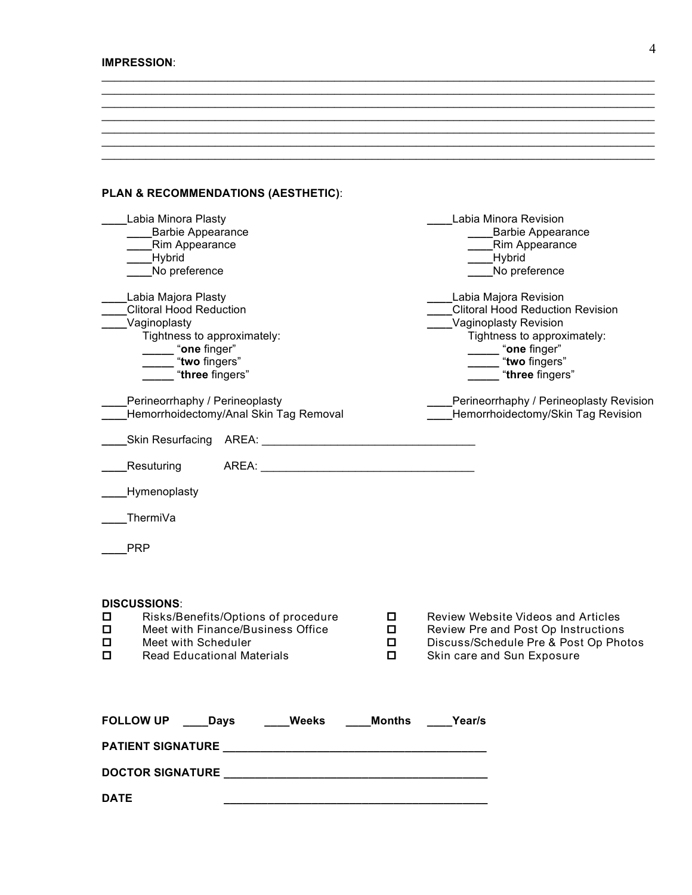**IMPRESSION**:

\_\_\_\_\_\_\_\_\_\_\_\_\_\_\_\_\_\_\_\_\_\_\_\_\_\_\_\_\_\_\_\_\_\_\_\_\_\_\_\_\_\_\_\_\_\_\_\_\_\_\_\_\_\_\_\_\_\_\_\_\_\_\_\_\_\_\_\_\_\_\_\_\_\_\_\_\_\_
\_\_\_\_\_\_\_\_\_\_\_\_\_\_\_\_\_\_\_\_\_\_\_\_\_\_\_\_\_\_\_\_\_\_\_\_\_\_\_\_\_\_\_\_\_\_\_\_\_\_\_\_\_\_\_\_\_\_\_\_\_\_\_\_\_\_\_\_\_\_\_\_\_\_\_\_\_\_
\_\_\_\_\_\_\_\_\_\_\_\_\_\_\_\_\_\_\_\_\_\_\_\_\_\_\_\_\_\_\_\_\_\_\_\_\_\_\_\_\_\_\_\_\_\_\_\_\_\_\_\_\_\_\_\_\_\_\_\_\_\_\_\_\_\_\_\_\_\_\_\_\_\_\_\_\_\_
\_\_\_\_\_\_\_\_\_\_\_\_\_\_\_\_\_\_\_\_\_\_\_\_\_\_\_\_\_\_\_\_\_\_\_\_\_\_\_\_\_\_\_\_\_\_\_\_\_\_\_\_\_\_\_\_\_\_\_\_\_\_\_\_\_\_\_\_\_\_\_\_\_\_\_\_\_\_
\_\_\_\_\_\_\_\_\_\_\_\_\_\_\_\_\_\_\_\_\_\_\_\_\_\_\_\_\_\_\_\_\_\_\_\_\_\_\_\_\_\_\_\_\_\_\_\_\_\_\_\_\_\_\_\_\_\_\_\_\_\_\_\_\_\_\_\_\_\_\_\_\_\_\_\_\_\_
\_\_\_\_\_\_\_\_\_\_\_\_\_\_\_\_\_\_\_\_\_\_\_\_\_\_\_\_\_\_\_\_\_\_\_\_\_\_\_\_\_\_\_\_\_\_\_\_\_\_\_\_\_\_\_\_\_\_\_\_\_\_\_\_\_\_\_\_\_\_\_\_\_\_\_\_\_\_
\_\_\_\_\_\_\_\_\_\_\_\_\_\_\_\_\_\_\_\_\_\_\_\_\_\_\_\_\_\_\_\_\_\_\_\_\_\_\_\_\_\_\_\_\_\_\_\_\_\_\_\_\_\_\_\_\_\_\_\_\_\_\_\_\_\_\_\_\_\_\_\_\_\_\_\_\_\_

**PLAN & RECOMMENDATIONS (AESTHETIC)**:

\_\_\_\_Labia Minora Plasty
- \_\_\_\_Barbie Appearance
- \_\_\_\_Rim Appearance
- \_\_\_\_Hybrid
- \_\_\_\_No preference

\_\_\_\_Labia Majora Plasty
\_\_\_\_Clitoral Hood Reduction
\_\_\_\_Vaginoplasty
- Tightness to approximately:
  - \_\_\_\_\_ "**one** finger"
  - \_\_\_\_\_ "**two** fingers"
  - \_\_\_\_\_ "**three** fingers"

\_\_\_\_Perineorrhaphy / Perineoplasty
\_\_\_\_Hemorrhoidectomy/Anal Skin Tag Removal

\_\_\_\_Labia Minora Revision
- \_\_\_\_Barbie Appearance
- \_\_\_\_Rim Appearance
- \_\_\_\_Hybrid
- \_\_\_\_No preference

\_\_\_\_Labia Majora Revision
\_\_\_\_Clitoral Hood Reduction Revision
\_\_\_\_Vaginoplasty Revision
- Tightness to approximately:
  - \_\_\_\_\_ "**one** finger"
  - \_\_\_\_\_ "**two** fingers"
  - \_\_\_\_\_ "**three** fingers"

\_\_\_\_Perineorrhaphy / Perineoplasty Revision
\_\_\_\_Hemorrhoidectomy/Skin Tag Revision

\_\_\_\_Skin Resurfacing AREA: \_\_\_\_\_\_\_\_\_\_\_\_\_\_\_\_\_\_\_\_\_\_\_\_\_\_\_\_\_\_\_\_\_\_

\_\_\_\_Resuturing AREA: \_\_\_\_\_\_\_\_\_\_\_\_\_\_\_\_\_\_\_\_\_\_\_\_\_\_\_\_\_\_\_\_\_\_

\_\_\_\_Hymenoplasty

\_\_\_\_ThermiVa

\_\_\_\_PRP

**DISCUSSIONS**:

- ☐ Risks/Benefits/Options of procedure
- ☐ Meet with Finance/Business Office
- ☐ Meet with Scheduler
- ☐ Read Educational Materials
- ☐ Review Website Videos and Articles
- ☐ Review Pre and Post Op Instructions
- ☐ Discuss/Schedule Pre & Post Op Photos
- ☐ Skin care and Sun Exposure

**FOLLOW UP** \_\_\_\_**Days** \_\_\_\_**Weeks** \_\_\_\_**Months** \_\_\_\_**Year/s**

**PATIENT SIGNATURE** \_\_\_\_\_\_\_\_\_\_\_\_\_\_\_\_\_\_\_\_\_\_\_\_\_\_\_\_\_\_\_\_\_\_\_\_\_\_\_\_\_

**DOCTOR SIGNATURE** \_\_\_\_\_\_\_\_\_\_\_\_\_\_\_\_\_\_\_\_\_\_\_\_\_\_\_\_\_\_\_\_\_\_\_\_\_\_\_\_\_

**DATE** \_\_\_\_\_\_\_\_\_\_\_\_\_\_\_\_\_\_\_\_\_\_\_\_\_\_\_\_\_\_\_\_\_\_\_\_\_\_\_\_\_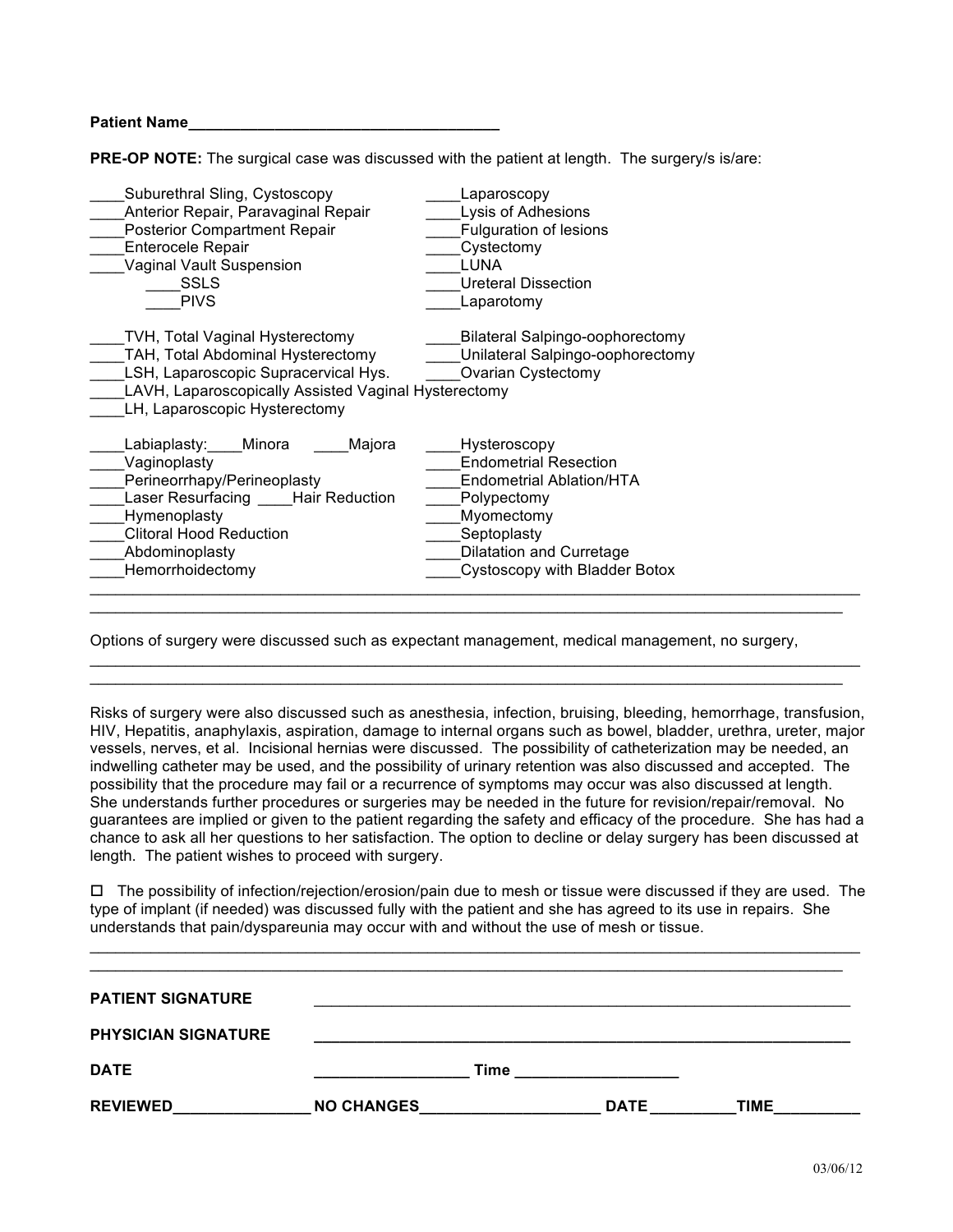**Patient Name**____________________________________

**PRE-OP NOTE:** The surgical case was discussed with the patient at length. The surgery/s is/are:

____Suburethral Sling, Cystoscopy
____Anterior Repair, Paravaginal Repair
____Posterior Compartment Repair
____Enterocele Repair
____Vaginal Vault Suspension
  ____SSLS
  ____PIVS

____Laparoscopy
____Lysis of Adhesions
____Fulguration of lesions
____Cystectomy
____LUNA
____Ureteral Dissection
____Laparotomy

____TVH, Total Vaginal Hysterectomy
____TAH, Total Abdominal Hysterectomy
____LSH, Laparoscopic Supracervical Hys.
____LAVH, Laparoscopically Assisted Vaginal Hysterectomy
____LH, Laparoscopic Hysterectomy

____Bilateral Salpingo-oophorectomy
____Unilateral Salpingo-oophorectomy
____Ovarian Cystectomy

____Labiaplasty:____Minora ____Majora
____Vaginoplasty
____Perineorrhapy/Perineoplasty
____Laser Resurfacing ____Hair Reduction
____Hymenoplasty
____Clitoral Hood Reduction
____Abdominoplasty
____Hemorrhoidectomy

____Hysteroscopy
____Endometrial Resection
____Endometrial Ablation/HTA
____Polypectomy
____Myomectomy
____Septoplasty
____Dilatation and Curretage
____Cystoscopy with Bladder Botox

______________________________________________________________________________________
______________________________________________________________________________________

Options of surgery were discussed such as expectant management, medical management, no surgery,
______________________________________________________________________________________
______________________________________________________________________________________

Risks of surgery were also discussed such as anesthesia, infection, bruising, bleeding, hemorrhage, transfusion, HIV, Hepatitis, anaphylaxis, aspiration, damage to internal organs such as bowel, bladder, urethra, ureter, major vessels, nerves, et al. Incisional hernias were discussed. The possibility of catheterization may be needed, an indwelling catheter may be used, and the possibility of urinary retention was also discussed and accepted. The possibility that the procedure may fail or a recurrence of symptoms may occur was also discussed at length. She understands further procedures or surgeries may be needed in the future for revision/repair/removal. No guarantees are implied or given to the patient regarding the safety and efficacy of the procedure. She has had a chance to ask all her questions to her satisfaction. The option to decline or delay surgery has been discussed at length. The patient wishes to proceed with surgery.

☐ The possibility of infection/rejection/erosion/pain due to mesh or tissue were discussed if they are used. The type of implant (if needed) was discussed fully with the patient and she has agreed to its use in repairs. She understands that pain/dyspareunia may occur with and without the use of mesh or tissue.
______________________________________________________________________________________
______________________________________________________________________________________

**PATIENT SIGNATURE** ____________________________________________

**PHYSICIAN SIGNATURE** ____________________________________________

**DATE** __________________ **Time** ___________________

**REVIEWED**________________ **NO CHANGES**_____________________ **DATE** __________**TIME**__________

03/06/12